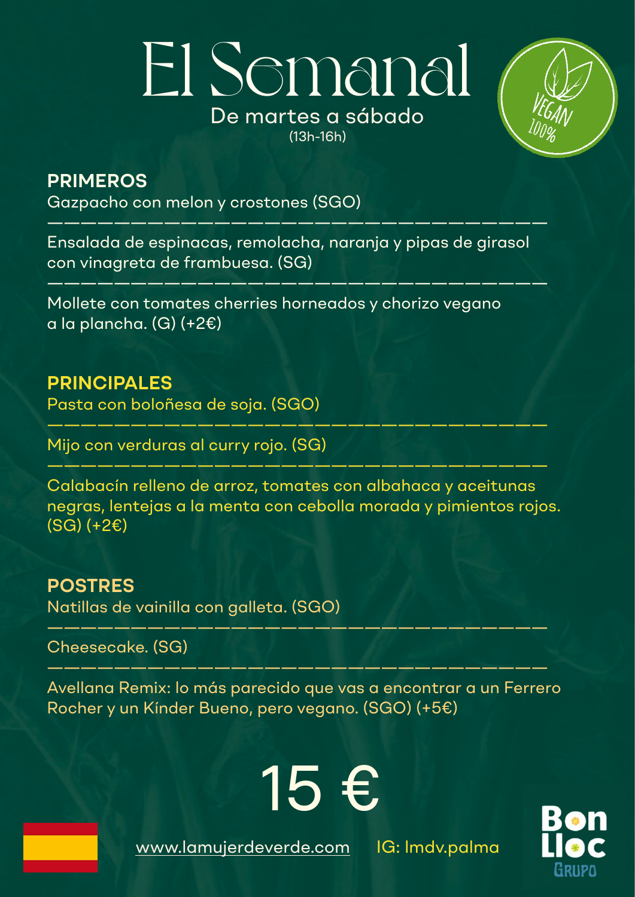# El Semanal

De martes a sábado

(13h-16h)

VEGAN 100%

## PRIMEROS

Gazpacho con melon y crostones (SGO)

---

Ensalada de espinacas, remolacha, naranja y pipas de girasol con vinagreta de frambuesa. (SG)

---

Mollete con tomates cherries horneados y chorizo vegano a la plancha. (G) (+2€)

## PRINCIPALES

Pasta con boloñesa de soja. (SGO)

---

Mijo con verduras al curry rojo. (SG)

---

Calabacín relleno de arroz, tomates con albahaca y aceitunas negras, lentejas a la menta con cebolla morada y pimientos rojos. (SG) (+2€)

## POSTRES

Natillas de vainilla con galleta. (SGO)

---

Cheesecake. (SG)

---

Avellana Remix: lo más parecido que vas a encontrar a un Ferrero Rocher y un Kínder Bueno, pero vegano. (SGO) (+5€)

# 15 €

www.lamujerdeverde.com IG: lmdv.palma

Bon Lloc Grupo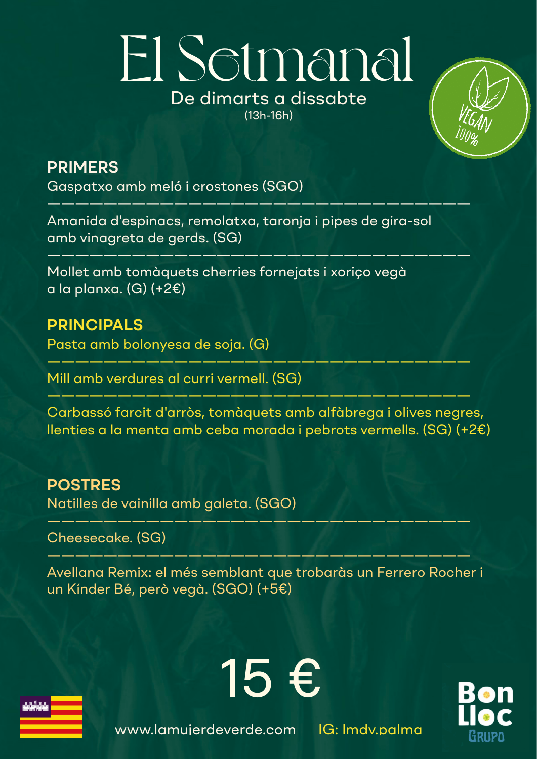# El Setmanal

De dimarts a dissabte
(13h-16h)

VEGAN 100%

## PRIMERS

Gaspatxo amb meló i crostones (SGO)

---

Amanida d'espinacs, remolatxa, taronja i pipes de gira-sol amb vinagreta de gerds. (SG)

---

Mollet amb tomàquets cherries fornejats i xoriço vegà a la planxa. (G) (+2€)

## PRINCIPALS

Pasta amb bolonyesa de soja. (G)

---

Mill amb verdures al curri vermell. (SG)

---

Carbassó farcit d'arròs, tomàquets amb alfàbrega i olives negres, llenties a la menta amb ceba morada i pebrots vermells. (SG) (+2€)

## POSTRES

Natilles de vainilla amb galeta. (SGO)

---

Cheesecake. (SG)

---

Avellana Remix: el més semblant que trobaràs un Ferrero Rocher i un Kínder Bé, però vegà. (SGO) (+5€)

# 15 €

www.lamujerdeverde.com IG: lmdv.palma

Bon Lloc Grupo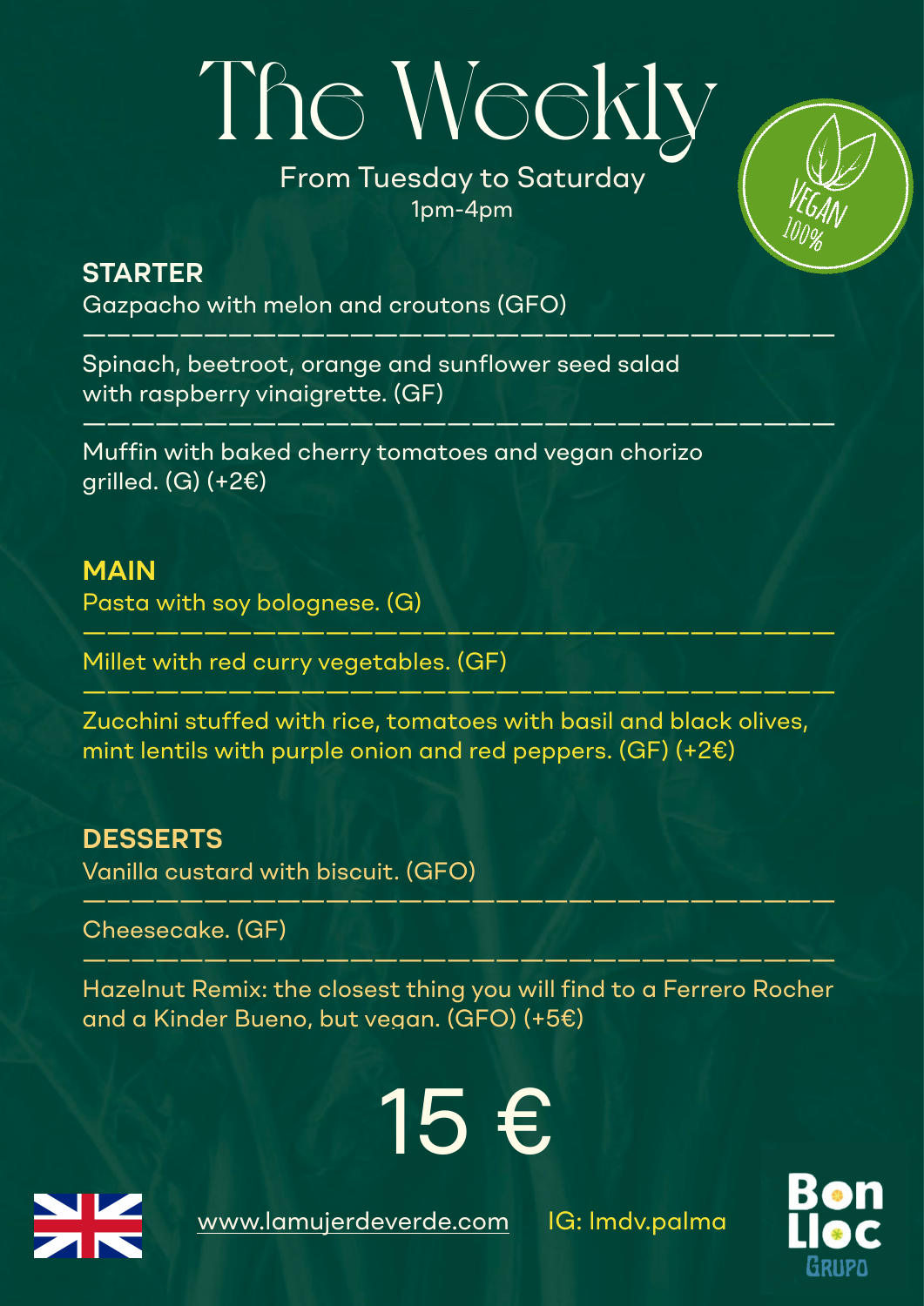# The Weekly

From Tuesday to Saturday
1pm-4pm

VEGAN 100%

## STARTER

Gazpacho with melon and croutons (GFO)

---

Spinach, beetroot, orange and sunflower seed salad with raspberry vinaigrette. (GF)

---

Muffin with baked cherry tomatoes and vegan chorizo grilled. (G) (+2€)

## MAIN

Pasta with soy bolognese. (G)

---

Millet with red curry vegetables. (GF)

---

Zucchini stuffed with rice, tomatoes with basil and black olives, mint lentils with purple onion and red peppers. (GF) (+2€)

## DESSERTS

Vanilla custard with biscuit. (GFO)

---

Cheesecake. (GF)

---

Hazelnut Remix: the closest thing you will find to a Ferrero Rocher and a Kinder Bueno, but vegan. (GFO) (+5€)

# 15 €

www.lamujerdeverde.com IG: lmdv.palma

Bon Lloc Grupo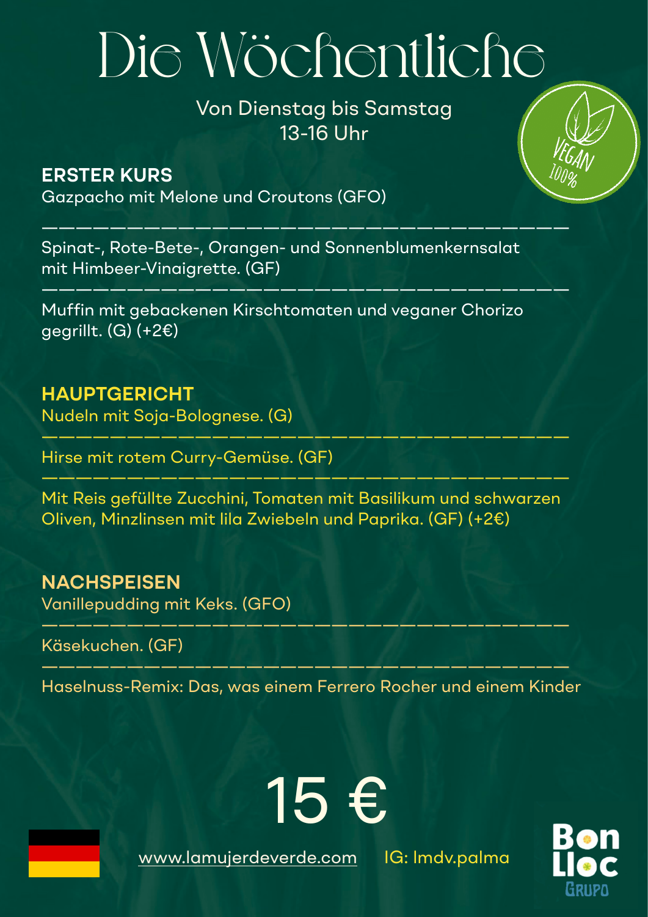# Die Wöchentliche

Von Dienstag bis Samstag
13-16 Uhr

VEGAN 100%

## ERSTER KURS

Gazpacho mit Melone und Croutons (GFO)

---

Spinat-, Rote-Bete-, Orangen- und Sonnenblumenkernsalat mit Himbeer-Vinaigrette. (GF)

---

Muffin mit gebackenen Kirschtomaten und veganer Chorizo gegrillt. (G) (+2€)

## HAUPTGERICHT

Nudeln mit Soja-Bolognese. (G)

---

Hirse mit rotem Curry-Gemüse. (GF)

---

Mit Reis gefüllte Zucchini, Tomaten mit Basilikum und schwarzen Oliven, Minzlinsen mit lila Zwiebeln und Paprika. (GF) (+2€)

## NACHSPEISEN

Vanillepudding mit Keks. (GFO)

---

Käsekuchen. (GF)

---

Haselnuss-Remix: Das, was einem Ferrero Rocher und einem Kinder

# 15 €

www.lamujerdeverde.com IG: lmdv.palma

Bon Lloc Grupo